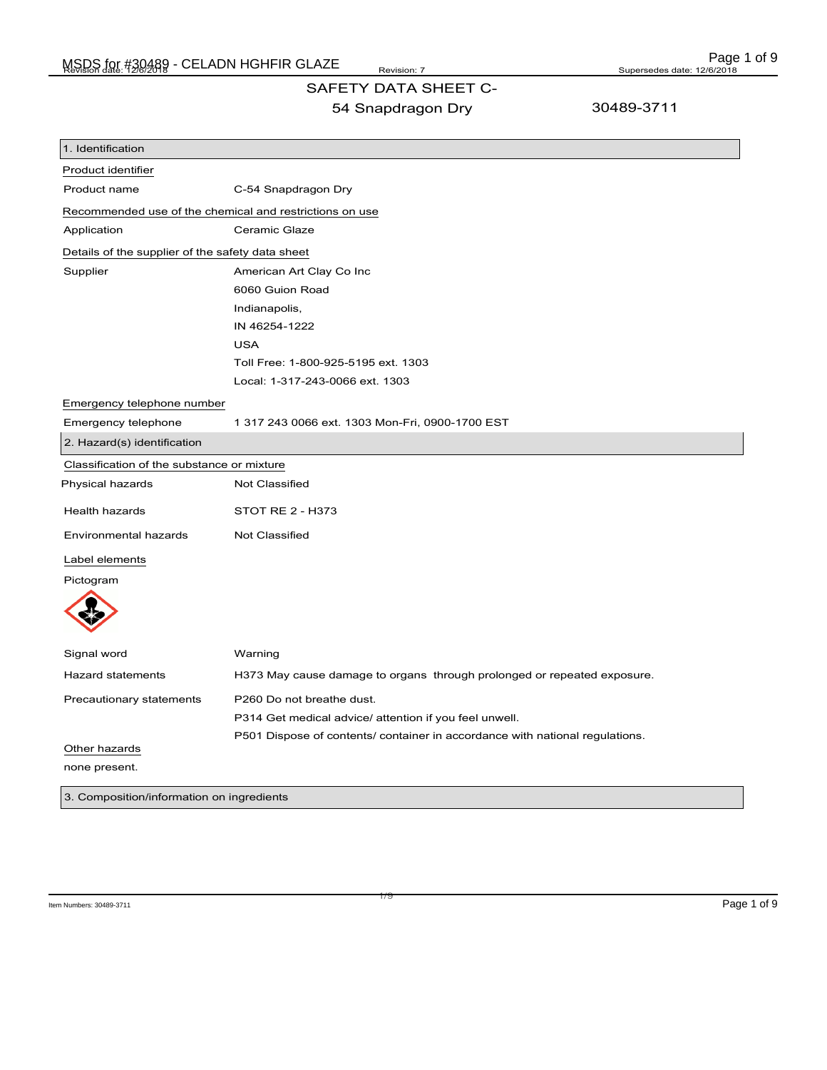# SAFETY DATA SHEET C-54 Snapdragon Dry

30489-3711

## 1. Identification

**Product identifier**

| | |
|---|---|
| Product name | C-54 Snapdragon Dry |

**Recommended use of the chemical and restrictions on use**

| | |
|---|---|
| Application | Ceramic Glaze |

**Details of the supplier of the safety data sheet**

| | |
|---|---|
| Supplier | American Art Clay Co Inc<br>6060 Guion Road<br>Indianapolis,<br>IN 46254-1222<br>USA<br>Toll Free: 1-800-925-5195 ext. 1303<br>Local: 1-317-243-0066 ext. 1303 |

**Emergency telephone number**

| | |
|---|---|
| Emergency telephone | 1 317 243 0066 ext. 1303 Mon-Fri, 0900-1700 EST |

## 2. Hazard(s) identification

**Classification of the substance or mixture**

| | |
|---|---|
| Physical hazards | Not Classified |
| Health hazards | STOT RE 2 - H373 |
| Environmental hazards | Not Classified |

**Label elements**

Pictogram

| | |
|---|---|
| Signal word | Warning |
| Hazard statements | H373 May cause damage to organs through prolonged or repeated exposure. |
| Precautionary statements | P260 Do not breathe dust.<br>P314 Get medical advice/ attention if you feel unwell.<br>P501 Dispose of contents/ container in accordance with national regulations. |

**Other hazards**

none present.

## 3. Composition/information on ingredients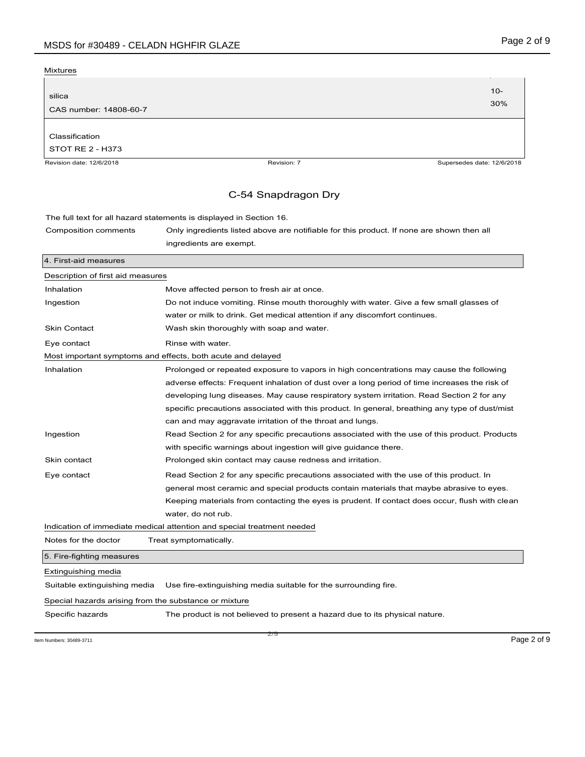Mixtures

| silica | 10-30% |
|---|---|
| CAS number: 14808-60-7 | |
| Classification | |
| STOT RE 2 - H373 | |

Revision date: 12/6/2018 Revision: 7 Supersedes date: 12/6/2018

C-54 Snapdragon Dry

The full text for all hazard statements is displayed in Section 16.

Composition comments: Only ingredients listed above are notifiable for this product. If none are shown then all ingredients are exempt.

## 4. First-aid measures

### Description of first aid measures

**Inhalation** Move affected person to fresh air at once.

**Ingestion** Do not induce vomiting. Rinse mouth thoroughly with water. Give a few small glasses of water or milk to drink. Get medical attention if any discomfort continues.

**Skin Contact** Wash skin thoroughly with soap and water.

**Eye contact** Rinse with water.

### Most important symptoms and effects, both acute and delayed

**Inhalation** Prolonged or repeated exposure to vapors in high concentrations may cause the following adverse effects: Frequent inhalation of dust over a long period of time increases the risk of developing lung diseases. May cause respiratory system irritation. Read Section 2 for any specific precautions associated with this product. In general, breathing any type of dust/mist can and may aggravate irritation of the throat and lungs.

**Ingestion** Read Section 2 for any specific precautions associated with the use of this product. Products with specific warnings about ingestion will give guidance there.

**Skin contact** Prolonged skin contact may cause redness and irritation.

**Eye contact** Read Section 2 for any specific precautions associated with the use of this product. In general most ceramic and special products contain materials that maybe abrasive to eyes. Keeping materials from contacting the eyes is prudent. If contact does occur, flush with clean water, do not rub.

### Indication of immediate medical attention and special treatment needed

**Notes for the doctor** Treat symptomatically.

## 5. Fire-fighting measures

### Extinguishing media

**Suitable extinguishing media** Use fire-extinguishing media suitable for the surrounding fire.

### Special hazards arising from the substance or mixture

**Specific hazards** The product is not believed to present a hazard due to its physical nature.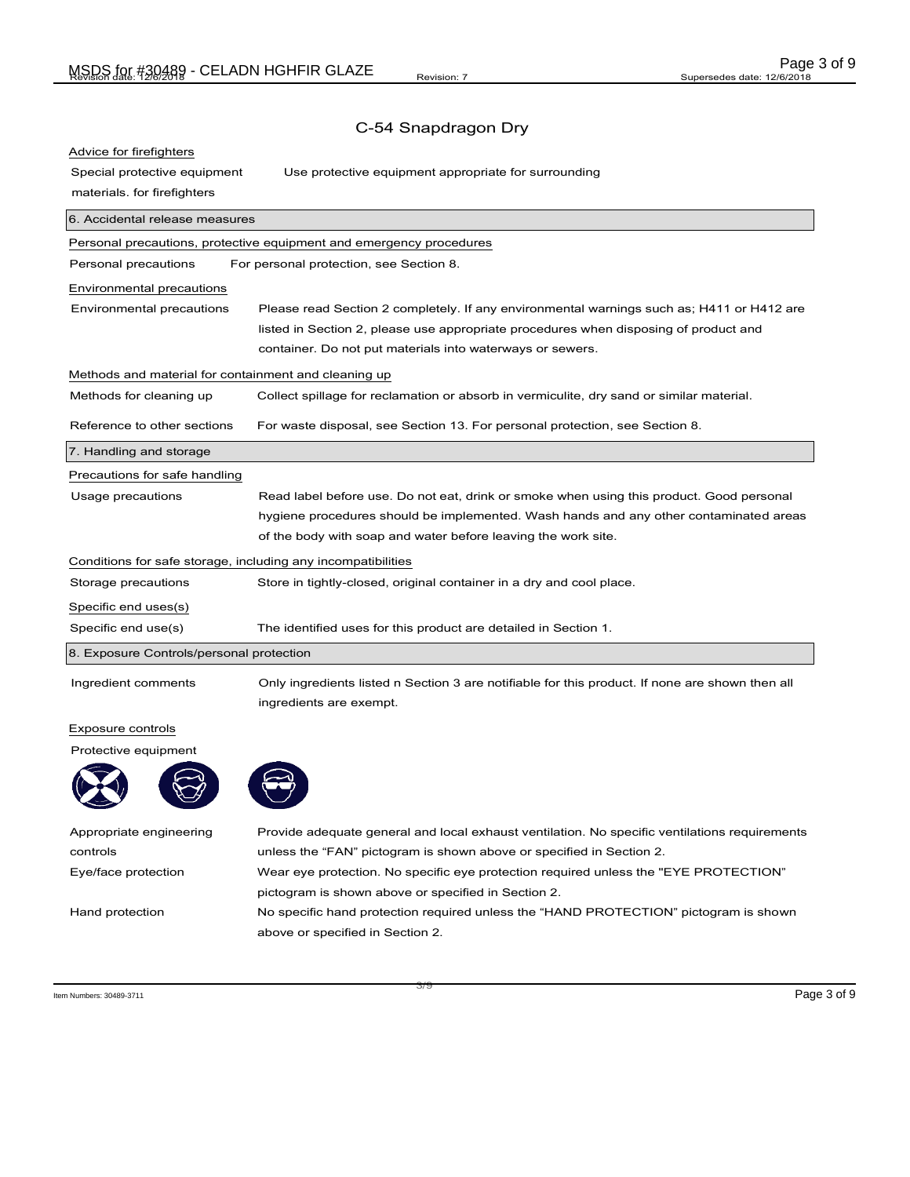## C-54 Snapdragon Dry

**Advice for firefighters**

| | |
|---|---|
| Special protective equipment materials. for firefighters | Use protective equipment appropriate for surrounding |

## 6. Accidental release measures

**Personal precautions, protective equipment and emergency procedures**

| | |
|---|---|
| Personal precautions | For personal protection, see Section 8. |

**Environmental precautions**

| | |
|---|---|
| Environmental precautions | Please read Section 2 completely. If any environmental warnings such as; H411 or H412 are listed in Section 2, please use appropriate procedures when disposing of product and container. Do not put materials into waterways or sewers. |

**Methods and material for containment and cleaning up**

| | |
|---|---|
| Methods for cleaning up | Collect spillage for reclamation or absorb in vermiculite, dry sand or similar material. |
| Reference to other sections | For waste disposal, see Section 13. For personal protection, see Section 8. |

## 7. Handling and storage

**Precautions for safe handling**

| | |
|---|---|
| Usage precautions | Read label before use. Do not eat, drink or smoke when using this product. Good personal hygiene procedures should be implemented. Wash hands and any other contaminated areas of the body with soap and water before leaving the work site. |

**Conditions for safe storage, including any incompatibilities**

| | |
|---|---|
| Storage precautions | Store in tightly-closed, original container in a dry and cool place. |

**Specific end uses(s)**

| | |
|---|---|
| Specific end use(s) | The identified uses for this product are detailed in Section 1. |

## 8. Exposure Controls/personal protection

| | |
|---|---|
| Ingredient comments | Only ingredients listed n Section 3 are notifiable for this product. If none are shown then all ingredients are exempt. |

**Exposure controls**

Protective equipment

| | |
|---|---|
| Appropriate engineering controls | Provide adequate general and local exhaust ventilation. No specific ventilations requirements unless the "FAN" pictogram is shown above or specified in Section 2. |
| Eye/face protection | Wear eye protection. No specific eye protection required unless the "EYE PROTECTION" pictogram is shown above or specified in Section 2. |
| Hand protection | No specific hand protection required unless the "HAND PROTECTION" pictogram is shown above or specified in Section 2. |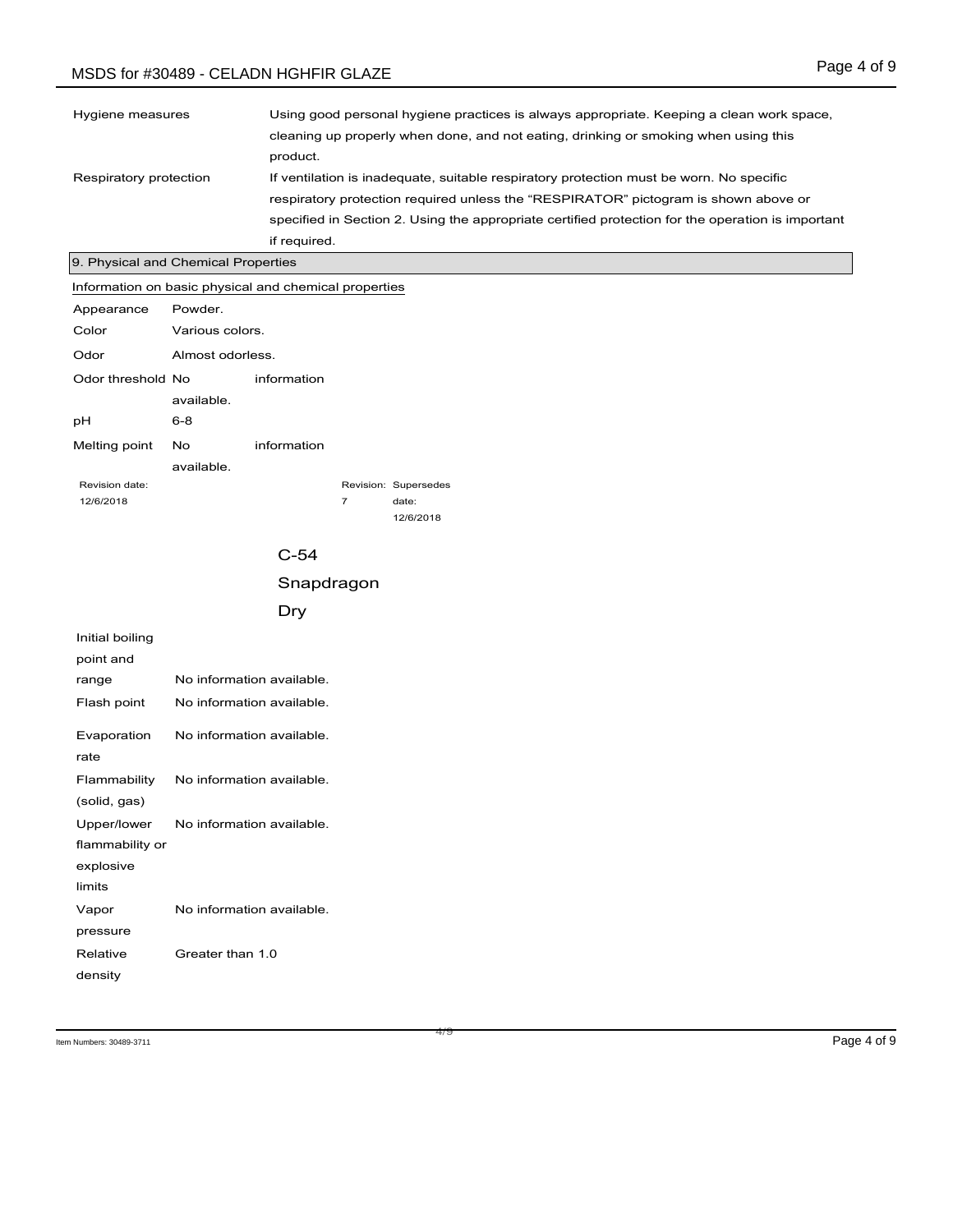| | |
|---|---|
| Hygiene measures | Using good personal hygiene practices is always appropriate. Keeping a clean work space, cleaning up properly when done, and not eating, drinking or smoking when using this product. |
| Respiratory protection | If ventilation is inadequate, suitable respiratory protection must be worn. No specific respiratory protection required unless the “RESPIRATOR” pictogram is shown above or specified in Section 2. Using the appropriate certified protection for the operation is important if required. |

## 9. Physical and Chemical Properties

Information on basic physical and chemical properties

| | |
|---|---|
| Appearance | Powder. |
| Color | Various colors. |
| Odor | Almost odorless. |
| Odor threshold | No information available. |
| pH | 6-8 |
| Melting point | No information available. |

Revision date: 12/6/2018 Revision: 7 Supersedes date: 12/6/2018

C-54

Snapdragon

Dry

| | |
|---|---|
| Initial boiling point and range | No information available. |
| Flash point | No information available. |
| Evaporation rate | No information available. |
| Flammability (solid, gas) | No information available. |
| Upper/lower flammability or explosive limits | No information available. |
| Vapor pressure | No information available. |
| Relative density | Greater than 1.0 |

Item Numbers: 30489-3711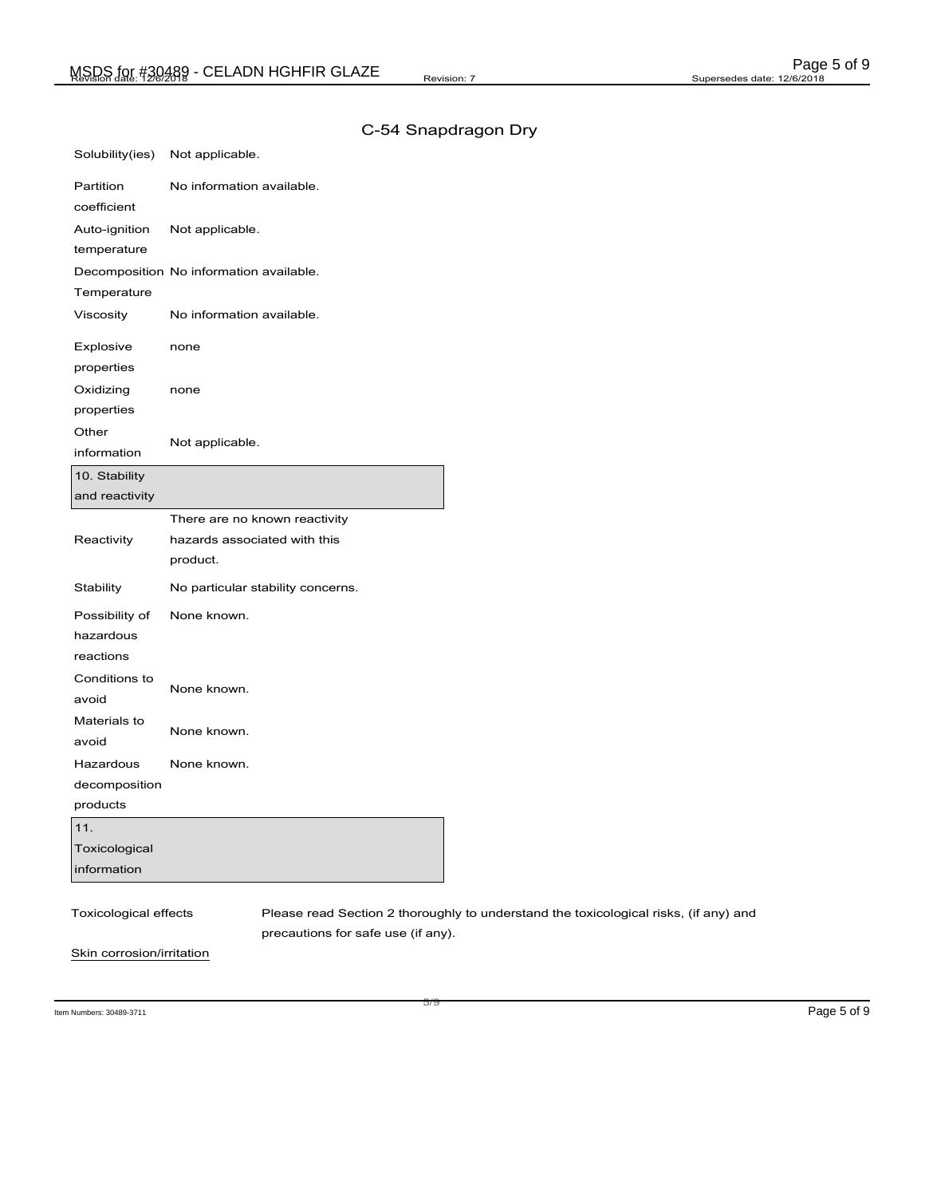C-54 Snapdragon Dry

| | |
|---|---|
| Solubility(ies) | Not applicable. |
| Partition coefficient | No information available. |
| Auto-ignition temperature | Not applicable. |
| Decomposition Temperature | No information available. |
| Viscosity | No information available. |
| Explosive properties | none |
| Oxidizing properties | none |
| Other information | Not applicable. |

## 10. Stability and reactivity

| | |
|---|---|
| Reactivity | There are no known reactivity hazards associated with this product. |
| Stability | No particular stability concerns. |
| Possibility of hazardous reactions | None known. |
| Conditions to avoid | None known. |
| Materials to avoid | None known. |
| Hazardous decomposition products | None known. |

## 11. Toxicological information

| | |
|---|---|
| Toxicological effects | Please read Section 2 thoroughly to understand the toxicological risks, (if any) and precautions for safe use (if any). |

Skin corrosion/irritation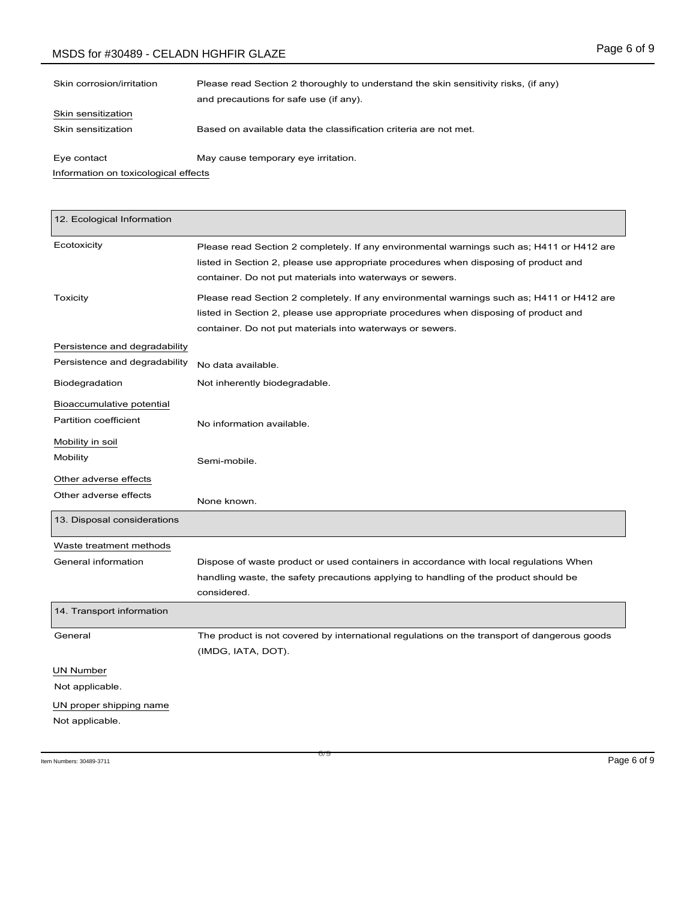| | |
|---|---|
| Skin corrosion/irritation | Please read Section 2 thoroughly to understand the skin sensitivity risks, (if any) and precautions for safe use (if any). |

Skin sensitization

| | |
|---|---|
| Skin sensitization | Based on available data the classification criteria are not met. |
| Eye contact | May cause temporary eye irritation. |

Information on toxicological effects

## 12. Ecological Information

| | |
|---|---|
| Ecotoxicity | Please read Section 2 completely. If any environmental warnings such as; H411 or H412 are listed in Section 2, please use appropriate procedures when disposing of product and container. Do not put materials into waterways or sewers. |
| Toxicity | Please read Section 2 completely. If any environmental warnings such as; H411 or H412 are listed in Section 2, please use appropriate procedures when disposing of product and container. Do not put materials into waterways or sewers. |

Persistence and degradability

| | |
|---|---|
| Persistence and degradability | No data available. |
| Biodegradation | Not inherently biodegradable. |

Bioaccumulative potential

| | |
|---|---|
| Partition coefficient | No information available. |

Mobility in soil

| | |
|---|---|
| Mobility | Semi-mobile. |

Other adverse effects

| | |
|---|---|
| Other adverse effects | None known. |

## 13. Disposal considerations

Waste treatment methods

| | |
|---|---|
| General information | Dispose of waste product or used containers in accordance with local regulations When handling waste, the safety precautions applying to handling of the product should be considered. |

## 14. Transport information

| | |
|---|---|
| General | The product is not covered by international regulations on the transport of dangerous goods (IMDG, IATA, DOT). |

UN Number

Not applicable.

UN proper shipping name

Not applicable.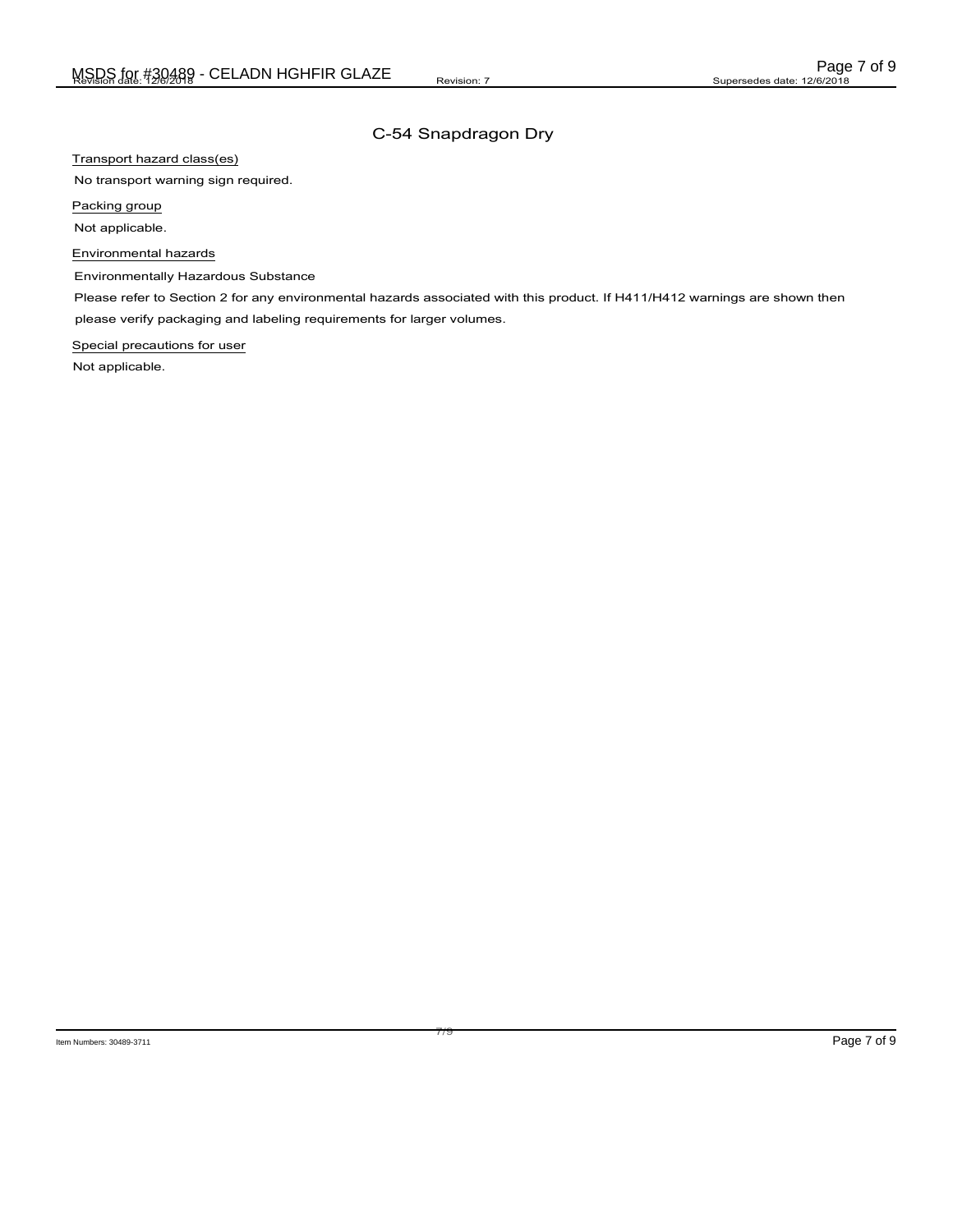## C-54 Snapdragon Dry

Transport hazard class(es)

No transport warning sign required.

Packing group

Not applicable.

Environmental hazards

Environmentally Hazardous Substance

Please refer to Section 2 for any environmental hazards associated with this product. If H411/H412 warnings are shown then please verify packaging and labeling requirements for larger volumes.

Special precautions for user

Not applicable.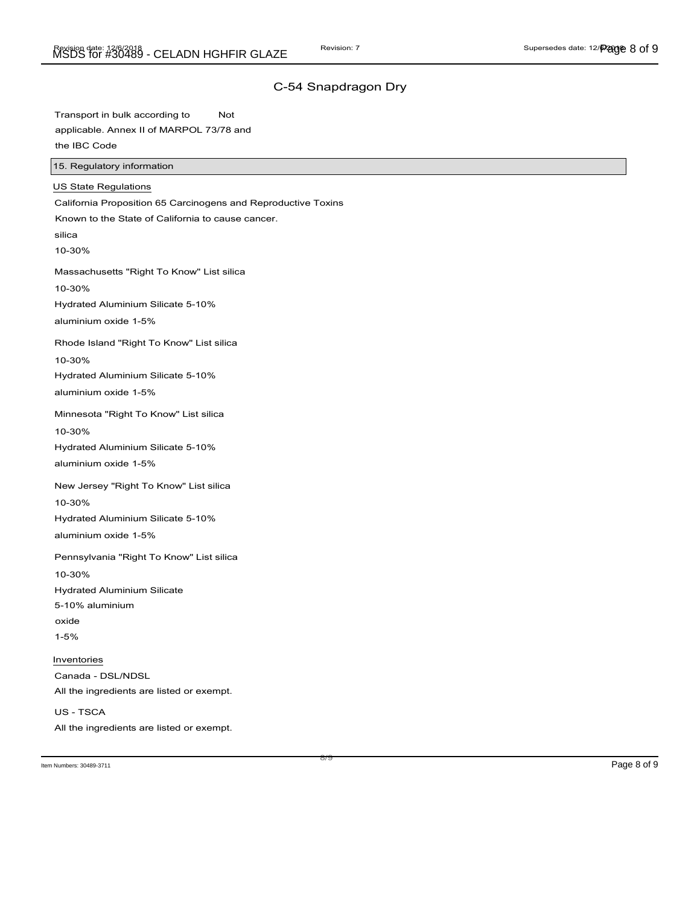## C-54 Snapdragon Dry

Transport in bulk according to Annex II of MARPOL 73/78 and the IBC Code: Not applicable.

### 15. Regulatory information

**US State Regulations**

California Proposition 65 Carcinogens and Reproductive Toxins

Known to the State of California to cause cancer.

silica

10-30%

Massachusetts "Right To Know" List silica

10-30%

Hydrated Aluminium Silicate 5-10%

aluminium oxide 1-5%

Rhode Island "Right To Know" List silica

10-30%

Hydrated Aluminium Silicate 5-10%

aluminium oxide 1-5%

Minnesota "Right To Know" List silica

10-30%

Hydrated Aluminium Silicate 5-10%

aluminium oxide 1-5%

New Jersey "Right To Know" List silica

10-30%

Hydrated Aluminium Silicate 5-10%

aluminium oxide 1-5%

Pennsylvania "Right To Know" List silica

10-30%

Hydrated Aluminium Silicate

5-10% aluminium

oxide

1-5%

**Inventories**

Canada - DSL/NDSL

All the ingredients are listed or exempt.

US - TSCA

All the ingredients are listed or exempt.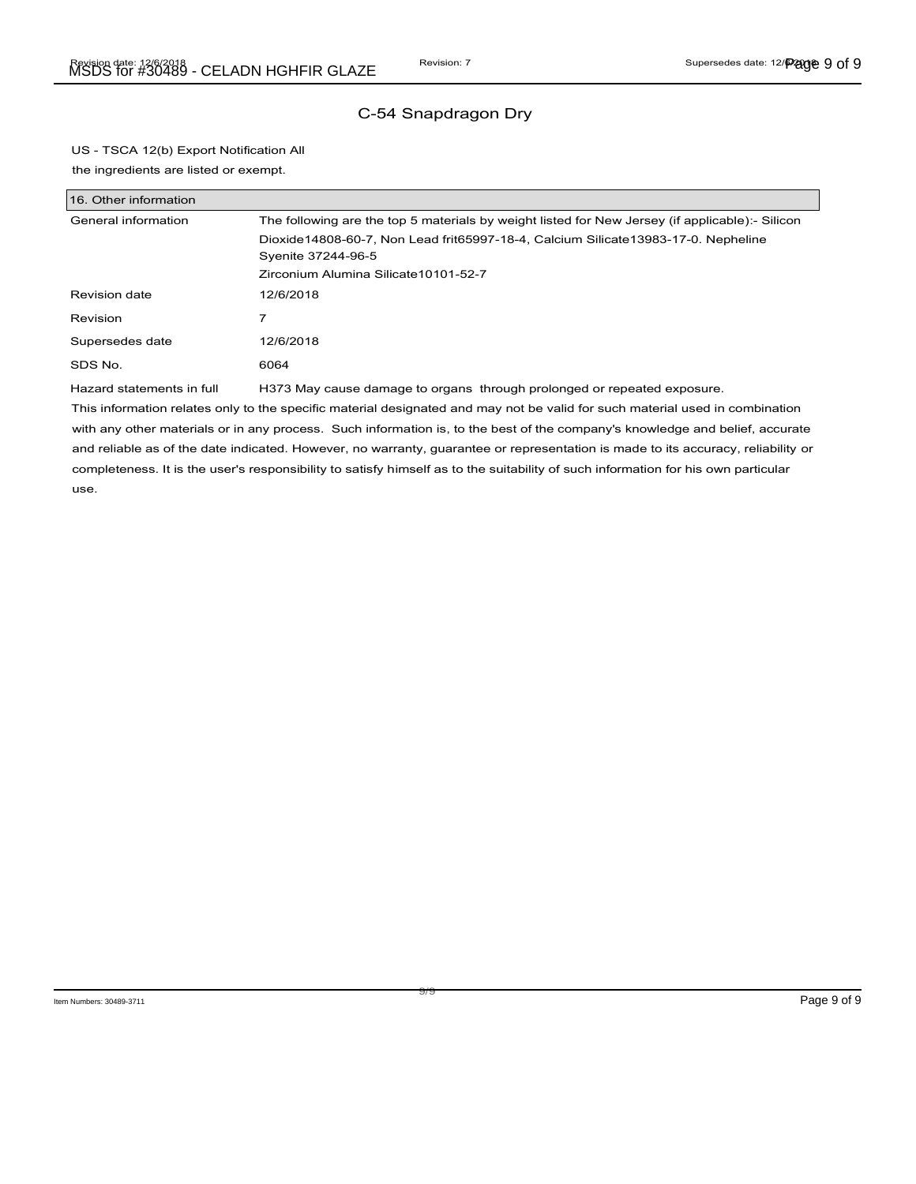## C-54 Snapdragon Dry

US - TSCA 12(b) Export Notification All the ingredients are listed or exempt.

| 16. Other information | |
|---|---|
| General information | The following are the top 5 materials by weight listed for New Jersey (if applicable):- Silicon Dioxide14808-60-7, Non Lead frit65997-18-4, Calcium Silicate13983-17-0. Nepheline Syenite 37244-96-5<br>Zirconium Alumina Silicate10101-52-7 |
| Revision date | 12/6/2018 |
| Revision | 7 |
| Supersedes date | 12/6/2018 |
| SDS No. | 6064 |
| Hazard statements in full | H373 May cause damage to organs through prolonged or repeated exposure. |

This information relates only to the specific material designated and may not be valid for such material used in combination with any other materials or in any process. Such information is, to the best of the company's knowledge and belief, accurate and reliable as of the date indicated. However, no warranty, guarantee or representation is made to its accuracy, reliability or completeness. It is the user's responsibility to satisfy himself as to the suitability of such information for his own particular use.